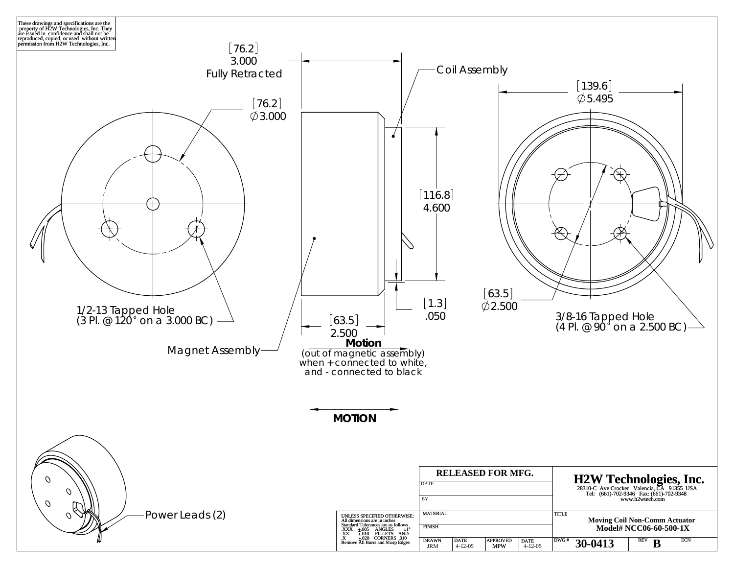These drawings and specifications are the property of H2W Technologies, Inc. They are issued in confidence and shall not be reproduced, copied, or used without written permission from H2W Technologies, Inc.

[76.2]
3.000
Fully Retracted

[76.2]
∅3.000

Coil Assembly

[139.6]
∅5.495

[116.8]
4.600

[1.3]
.050

[63.5]
∅2.500

1/2-13 Tapped Hole
(3 Pl. @ 120° on a 3.000 BC)

3/8-16 Tapped Hole
(4 Pl. @ 90° on a 2.500 BC)

[63.5]
2.500

Magnet Assembly

**Motion**
(out of magnetic assembly)
when + connected to white,
and - connected to black

**MOTION**

Power Leads (2)

| RELEASED FOR MFG. | | | | H2W Technologies, Inc. 28310-C Ave Crocker Valencia, CA 91355 USA Tel: (661)-702-9346 Fax: (661)-702-9348 www.h2wtech.com | | |
|---|---|---|---|---|---|---|
| DATE | | | | | | |
| BY | | | | | | |
| MATERIAL | | | | TITLE Moving Coil Non-Comm Actuator Model# NCC06-60-500-1X | | |
| FINISH | | | | | | |
| DRAWN JRM | DATE 4-12-05 | APPROVED MPW | DATE 4-12-05 | DWG # 30-0413 | REV B | ECN |

UNLESS SPECIFIED OTHERWISE:
All dimensions are in inches
Standard Tolerances are as follows

| | | | |
|---|---|---|---|
| .XXX | ±.005 | ANGLES | ±1° |
| .XX | ±.010 | FILLETS AND | |
| .X | ±.020 | CORNERS | .010 |

Remove All Burrs and Sharp Edges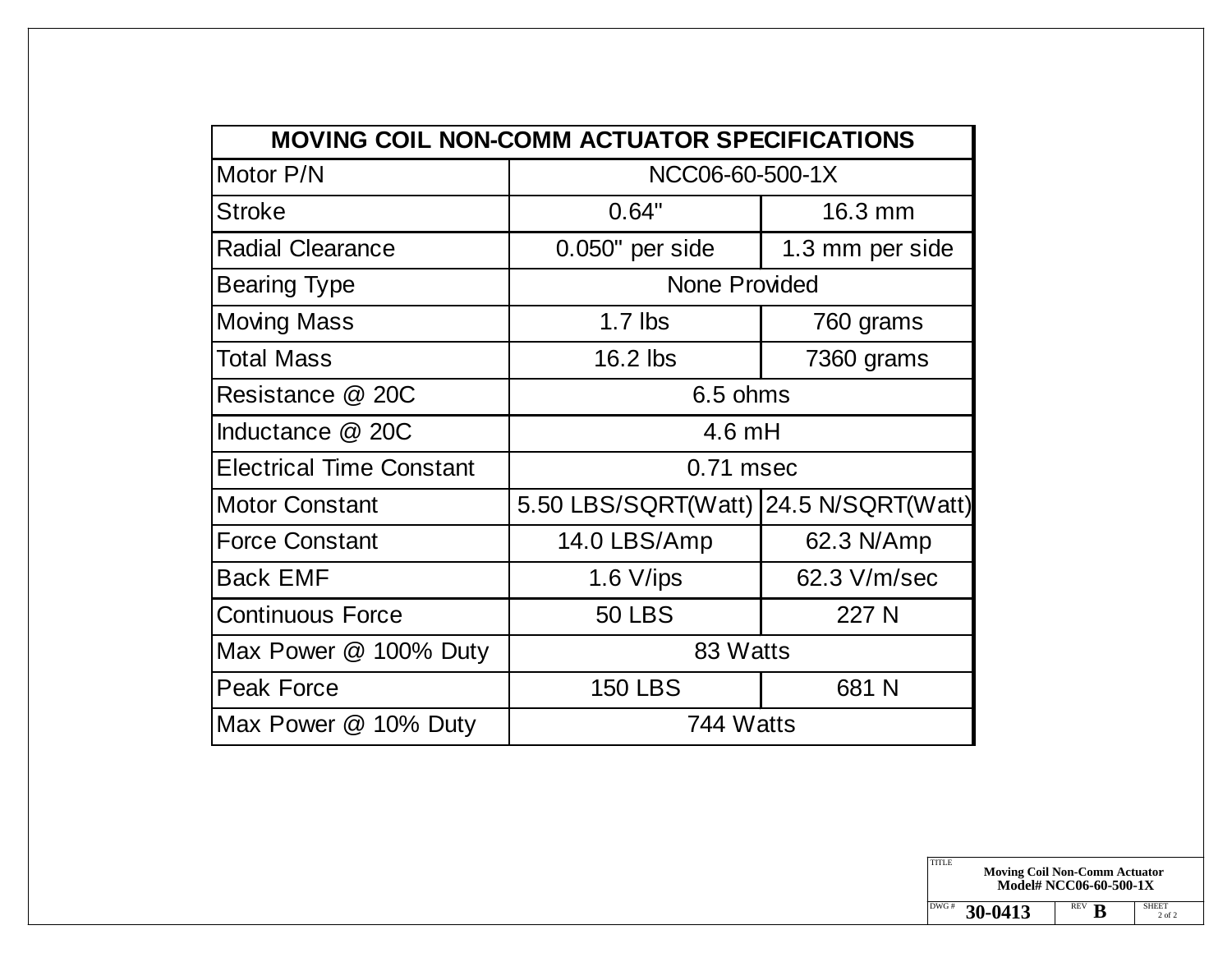| MOVING COIL NON-COMM ACTUATOR SPECIFICATIONS | | |
|---|---|---|
| Motor P/N | NCC06-60-500-1X | |
| Stroke | 0.64" | 16.3 mm |
| Radial Clearance | 0.050" per side | 1.3 mm per side |
| Bearing Type | None Provided | |
| Moving Mass | 1.7 lbs | 760 grams |
| Total Mass | 16.2 lbs | 7360 grams |
| Resistance @ 20C | 6.5 ohms | |
| Inductance @ 20C | 4.6 mH | |
| Electrical Time Constant | 0.71 msec | |
| Motor Constant | 5.50 LBS/SQRT(Watt) | 24.5 N/SQRT(Watt) |
| Force Constant | 14.0 LBS/Amp | 62.3 N/Amp |
| Back EMF | 1.6 V/ips | 62.3 V/m/sec |
| Continuous Force | 50 LBS | 227 N |
| Max Power @ 100% Duty | 83 Watts | |
| Peak Force | 150 LBS | 681 N |
| Max Power @ 10% Duty | 744 Watts | |

TITLE: Moving Coil Non-Comm Actuator
Model# NCC06-60-500-1X

DWG # 30-0413 | REV B | SHEET 2 of 2